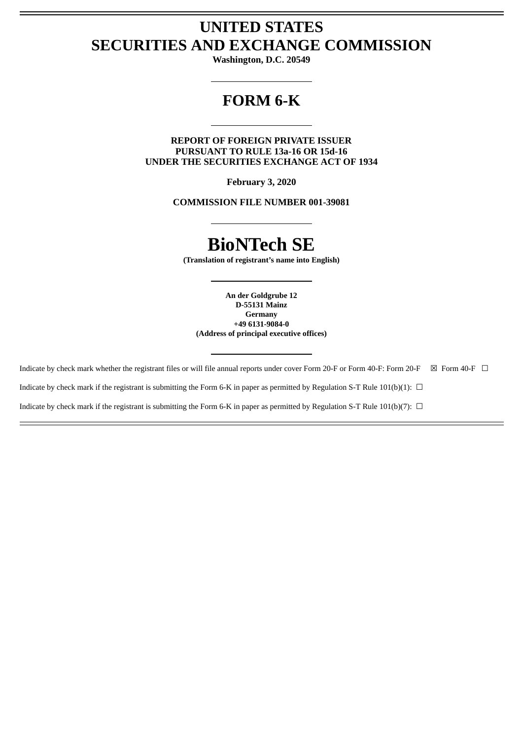# UNITED STATES
# SECURITIES AND EXCHANGE COMMISSION

**Washington, D.C. 20549**

---

# FORM 6-K

---

**REPORT OF FOREIGN PRIVATE ISSUER**
**PURSUANT TO RULE 13a-16 OR 15d-16**
**UNDER THE SECURITIES EXCHANGE ACT OF 1934**

**February 3, 2020**

**COMMISSION FILE NUMBER 001-39081**

---

# BioNTech SE

**(Translation of registrant's name into English)**

---

**An der Goldgrube 12**
**D-55131 Mainz**
**Germany**
**+49 6131-9084-0**
**(Address of principal executive offices)**

---

Indicate by check mark whether the registrant files or will file annual reports under cover Form 20-F or Form 40-F: Form 20-F ☒ Form 40-F ☐

Indicate by check mark if the registrant is submitting the Form 6-K in paper as permitted by Regulation S-T Rule 101(b)(1): ☐

Indicate by check mark if the registrant is submitting the Form 6-K in paper as permitted by Regulation S-T Rule 101(b)(7): ☐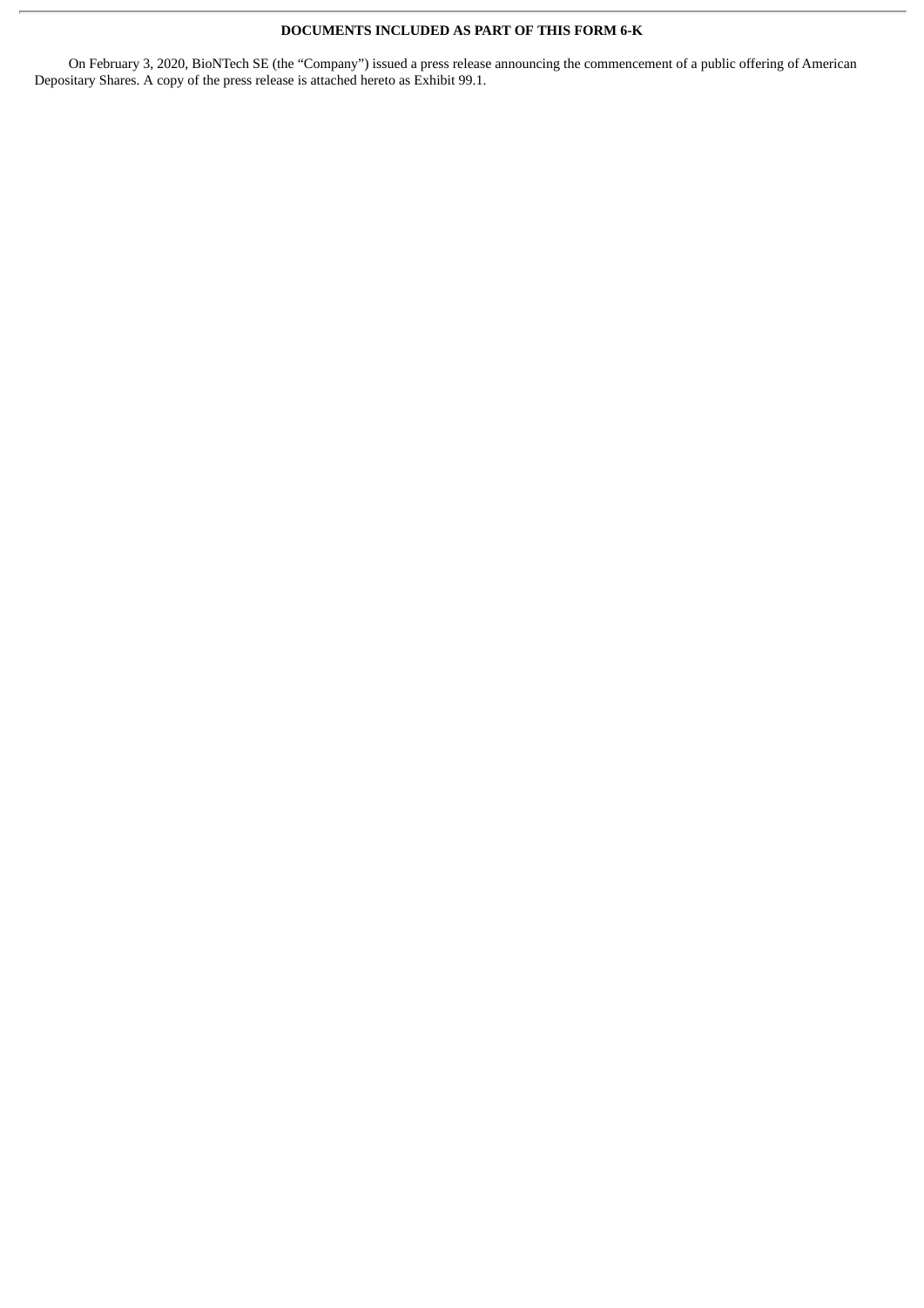**DOCUMENTS INCLUDED AS PART OF THIS FORM 6-K**

On February 3, 2020, BioNTech SE (the "Company") issued a press release announcing the commencement of a public offering of American Depositary Shares. A copy of the press release is attached hereto as Exhibit 99.1.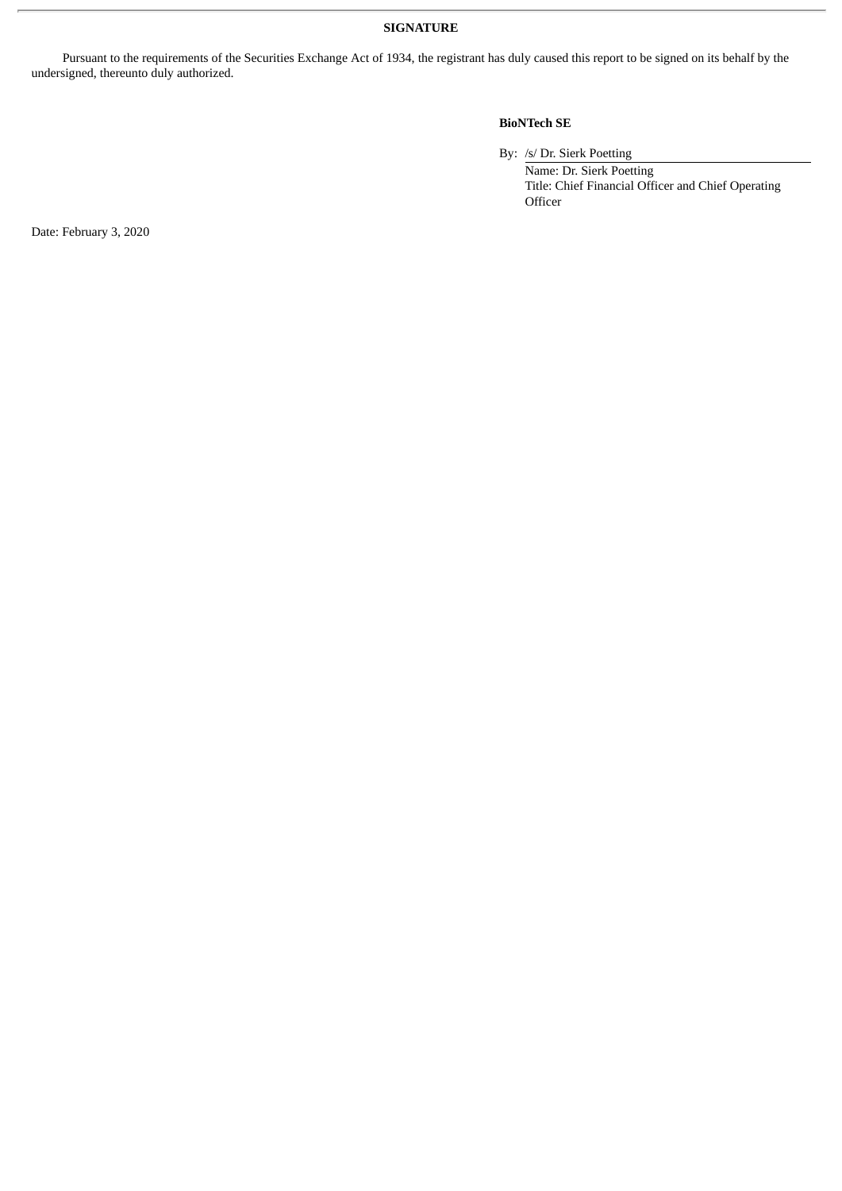**SIGNATURE**

Pursuant to the requirements of the Securities Exchange Act of 1934, the registrant has duly caused this report to be signed on its behalf by the undersigned, thereunto duly authorized.

**BioNTech SE**

By: /s/ Dr. Sierk Poetting
Name: Dr. Sierk Poetting
Title: Chief Financial Officer and Chief Operating Officer

Date: February 3, 2020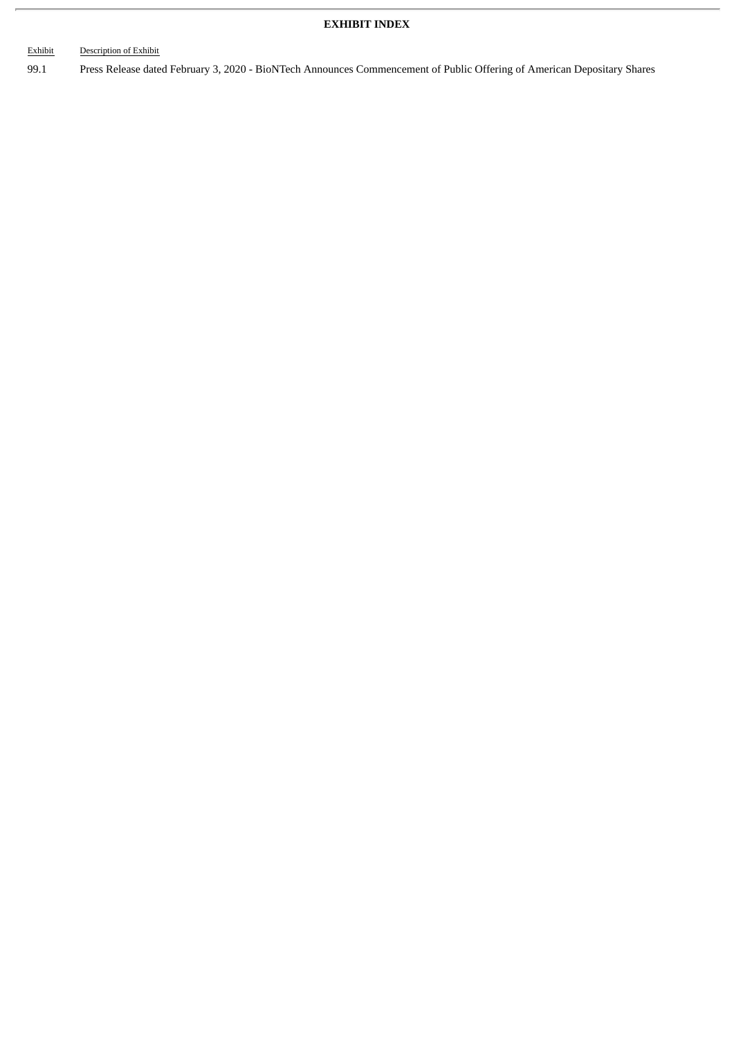**EXHIBIT INDEX**

| Exhibit | Description of Exhibit |
| --- | --- |
| 99.1 | Press Release dated February 3, 2020 - BioNTech Announces Commencement of Public Offering of American Depositary Shares |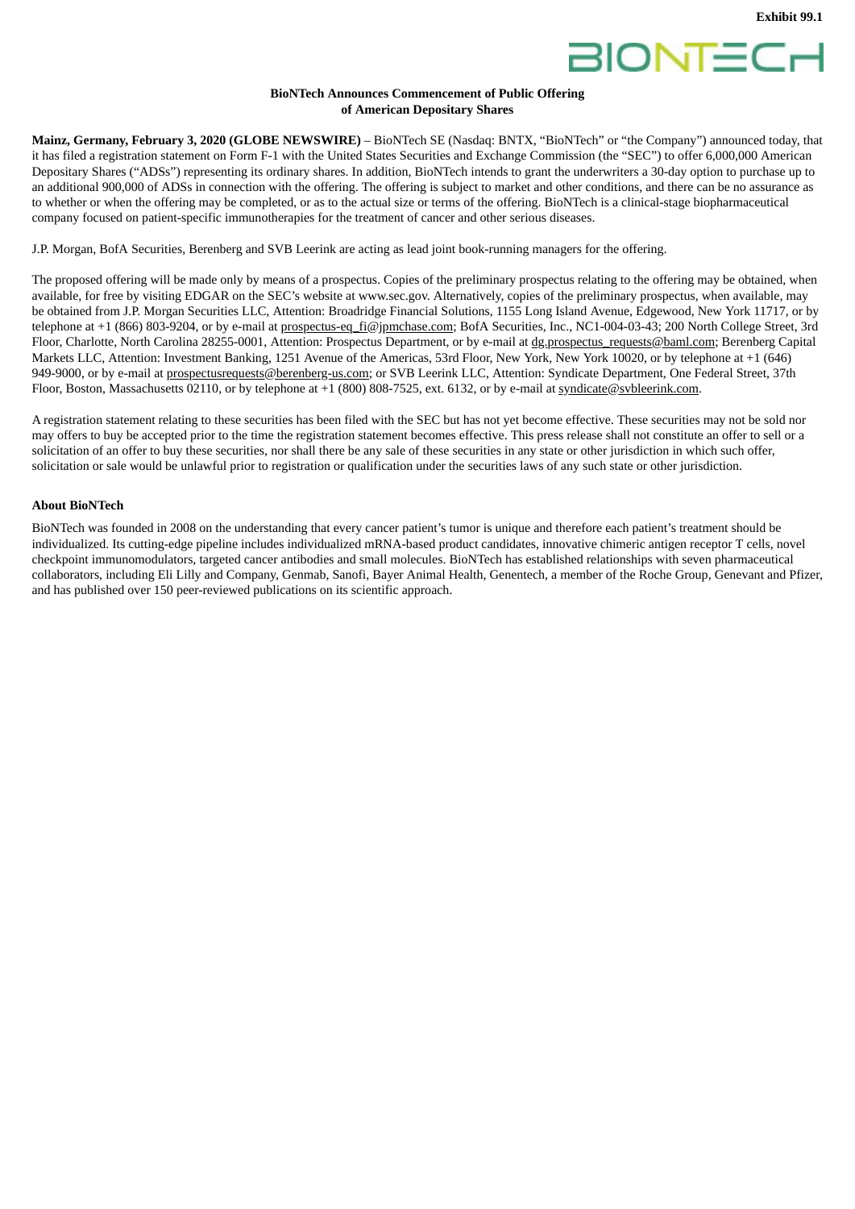**Exhibit 99.1**

BIONTECH

**BioNTech Announces Commencement of Public Offering of American Depositary Shares**

**Mainz, Germany, February 3, 2020 (GLOBE NEWSWIRE)** – BioNTech SE (Nasdaq: BNTX, "BioNTech" or "the Company") announced today, that it has filed a registration statement on Form F-1 with the United States Securities and Exchange Commission (the "SEC") to offer 6,000,000 American Depositary Shares ("ADSs") representing its ordinary shares. In addition, BioNTech intends to grant the underwriters a 30-day option to purchase up to an additional 900,000 of ADSs in connection with the offering. The offering is subject to market and other conditions, and there can be no assurance as to whether or when the offering may be completed, or as to the actual size or terms of the offering. BioNTech is a clinical-stage biopharmaceutical company focused on patient-specific immunotherapies for the treatment of cancer and other serious diseases.

J.P. Morgan, BofA Securities, Berenberg and SVB Leerink are acting as lead joint book-running managers for the offering.

The proposed offering will be made only by means of a prospectus. Copies of the preliminary prospectus relating to the offering may be obtained, when available, for free by visiting EDGAR on the SEC's website at www.sec.gov. Alternatively, copies of the preliminary prospectus, when available, may be obtained from J.P. Morgan Securities LLC, Attention: Broadridge Financial Solutions, 1155 Long Island Avenue, Edgewood, New York 11717, or by telephone at +1 (866) 803-9204, or by e-mail at prospectus-eq_fi@jpmchase.com; BofA Securities, Inc., NC1-004-03-43; 200 North College Street, 3rd Floor, Charlotte, North Carolina 28255-0001, Attention: Prospectus Department, or by e-mail at dg.prospectus_requests@baml.com; Berenberg Capital Markets LLC, Attention: Investment Banking, 1251 Avenue of the Americas, 53rd Floor, New York, New York 10020, or by telephone at +1 (646) 949-9000, or by e-mail at prospectusrequests@berenberg-us.com; or SVB Leerink LLC, Attention: Syndicate Department, One Federal Street, 37th Floor, Boston, Massachusetts 02110, or by telephone at +1 (800) 808-7525, ext. 6132, or by e-mail at syndicate@svbleerink.com.

A registration statement relating to these securities has been filed with the SEC but has not yet become effective. These securities may not be sold nor may offers to buy be accepted prior to the time the registration statement becomes effective. This press release shall not constitute an offer to sell or a solicitation of an offer to buy these securities, nor shall there be any sale of these securities in any state or other jurisdiction in which such offer, solicitation or sale would be unlawful prior to registration or qualification under the securities laws of any such state or other jurisdiction.

**About BioNTech**

BioNTech was founded in 2008 on the understanding that every cancer patient's tumor is unique and therefore each patient's treatment should be individualized. Its cutting-edge pipeline includes individualized mRNA-based product candidates, innovative chimeric antigen receptor T cells, novel checkpoint immunomodulators, targeted cancer antibodies and small molecules. BioNTech has established relationships with seven pharmaceutical collaborators, including Eli Lilly and Company, Genmab, Sanofi, Bayer Animal Health, Genentech, a member of the Roche Group, Genevant and Pfizer, and has published over 150 peer-reviewed publications on its scientific approach.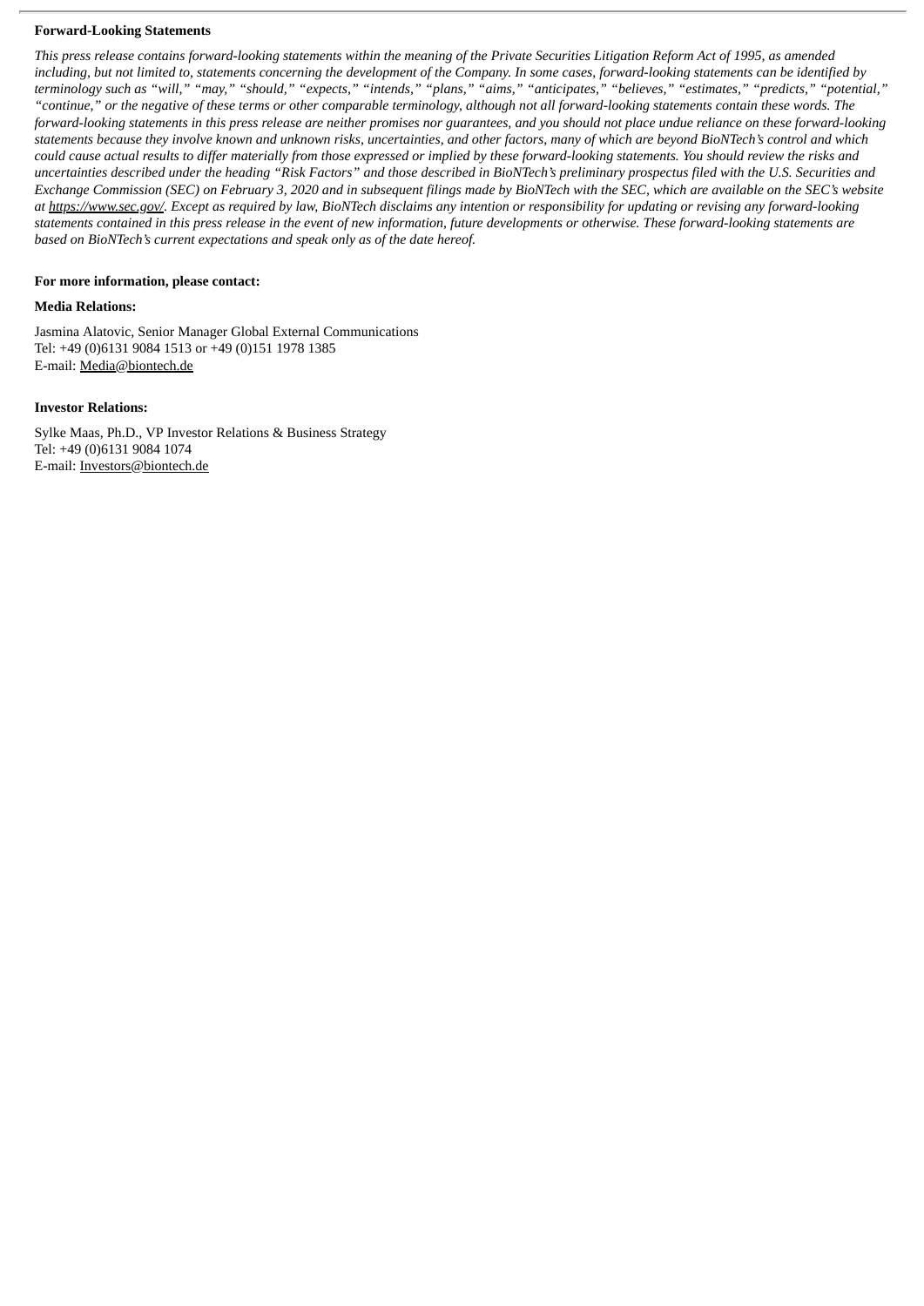**Forward-Looking Statements**

*This press release contains forward-looking statements within the meaning of the Private Securities Litigation Reform Act of 1995, as amended including, but not limited to, statements concerning the development of the Company. In some cases, forward-looking statements can be identified by terminology such as "will," "may," "should," "expects," "intends," "plans," "aims," "anticipates," "believes," "estimates," "predicts," "potential," "continue," or the negative of these terms or other comparable terminology, although not all forward-looking statements contain these words. The forward-looking statements in this press release are neither promises nor guarantees, and you should not place undue reliance on these forward-looking statements because they involve known and unknown risks, uncertainties, and other factors, many of which are beyond BioNTech's control and which could cause actual results to differ materially from those expressed or implied by these forward-looking statements. You should review the risks and uncertainties described under the heading "Risk Factors" and those described in BioNTech's preliminary prospectus filed with the U.S. Securities and Exchange Commission (SEC) on February 3, 2020 and in subsequent filings made by BioNTech with the SEC, which are available on the SEC's website at https://www.sec.gov/. Except as required by law, BioNTech disclaims any intention or responsibility for updating or revising any forward-looking statements contained in this press release in the event of new information, future developments or otherwise. These forward-looking statements are based on BioNTech's current expectations and speak only as of the date hereof.*

**For more information, please contact:**

**Media Relations:**

Jasmina Alatovic, Senior Manager Global External Communications
Tel: +49 (0)6131 9084 1513 or +49 (0)151 1978 1385
E-mail: Media@biontech.de

**Investor Relations:**

Sylke Maas, Ph.D., VP Investor Relations & Business Strategy
Tel: +49 (0)6131 9084 1074
E-mail: Investors@biontech.de